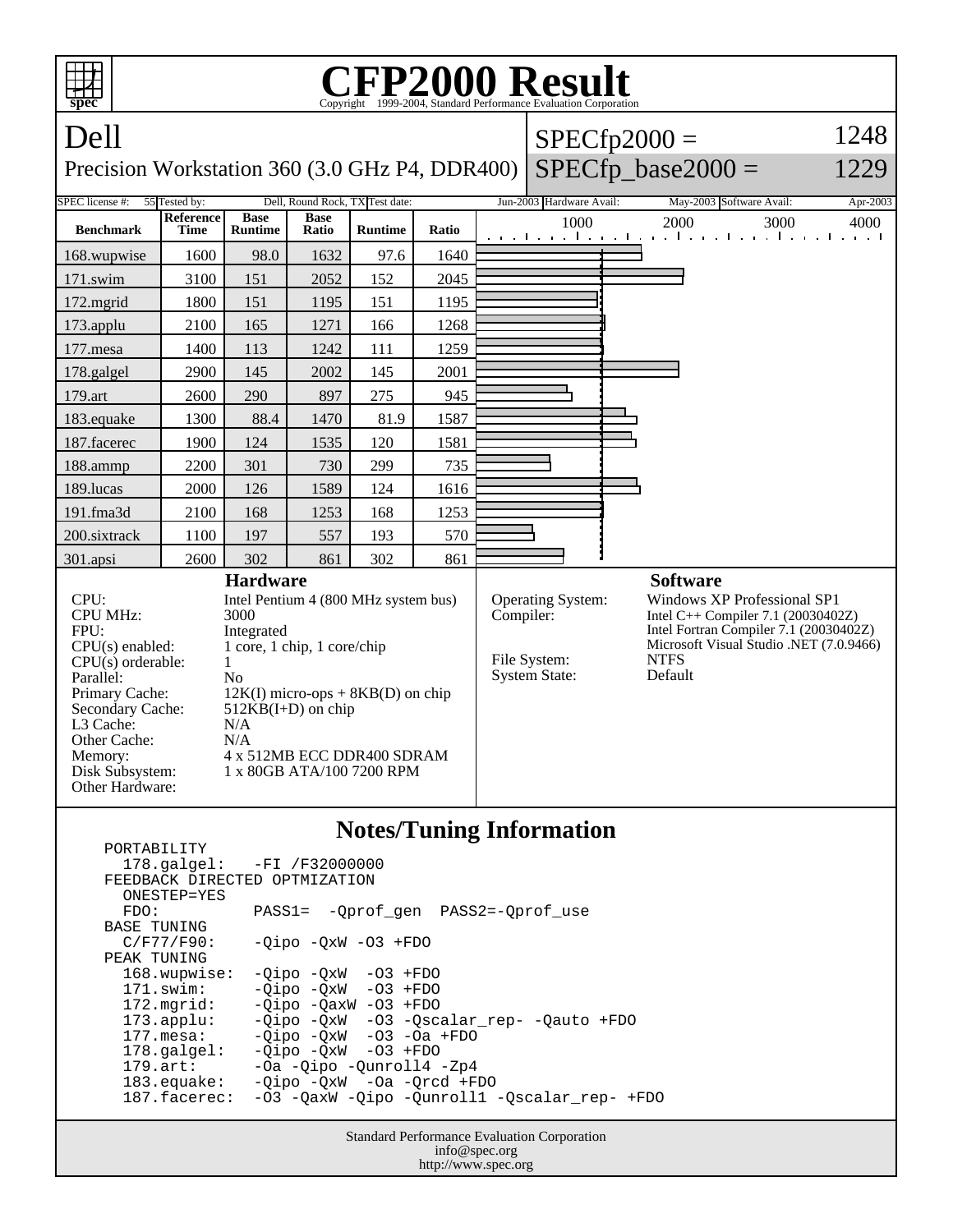# CFP2000 Result

Copyright 1999-2004, Standard Performance Evaluation Corporation

## Dell

Precision Workstation 360 (3.0 GHz P4, DDR400)

SPECfp2000 = 1248

SPECfp_base2000 = 1229

| SPEC license #: | 55 | Tested by: | Dell, Round Rock, TX | Test date: | Jun-2003 | Hardware Avail: | May-2003 | Software Avail: | Apr-2003 |
|---|---|---|---|---|---|---|---|---|---|

| Benchmark | Reference Time | Base Runtime | Base Ratio | Runtime | Ratio |
|---|---|---|---|---|---|
| 168.wupwise | 1600 | 98.0 | 1632 | 97.6 | 1640 |
| 171.swim | 3100 | 151 | 2052 | 152 | 2045 |
| 172.mgrid | 1800 | 151 | 1195 | 151 | 1195 |
| 173.applu | 2100 | 165 | 1271 | 166 | 1268 |
| 177.mesa | 1400 | 113 | 1242 | 111 | 1259 |
| 178.galgel | 2900 | 145 | 2002 | 145 | 2001 |
| 179.art | 2600 | 290 | 897 | 275 | 945 |
| 183.equake | 1300 | 88.4 | 1470 | 81.9 | 1587 |
| 187.facerec | 1900 | 124 | 1535 | 120 | 1581 |
| 188.ammp | 2200 | 301 | 730 | 299 | 735 |
| 189.lucas | 2000 | 126 | 1589 | 124 | 1616 |
| 191.fma3d | 2100 | 168 | 1253 | 168 | 1253 |
| 200.sixtrack | 1100 | 197 | 557 | 193 | 570 |
| 301.apsi | 2600 | 302 | 861 | 302 | 861 |

### Hardware

| | |
|---|---|
| CPU: | Intel Pentium 4 (800 MHz system bus) |
| CPU MHz: | 3000 |
| FPU: | Integrated |
| CPU(s) enabled: | 1 core, 1 chip, 1 core/chip |
| CPU(s) orderable: | 1 |
| Parallel: | No |
| Primary Cache: | 12K(I) micro-ops + 8KB(D) on chip |
| Secondary Cache: | 512KB(I+D) on chip |
| L3 Cache: | N/A |
| Other Cache: | N/A |
| Memory: | 4 x 512MB ECC DDR400 SDRAM |
| Disk Subsystem: | 1 x 80GB ATA/100 7200 RPM |
| Other Hardware: | |

### Software

| | |
|---|---|
| Operating System: | Windows XP Professional SP1 |
| Compiler: | Intel C++ Compiler 7.1 (20030402Z)<br>Intel Fortran Compiler 7.1 (20030402Z)<br>Microsoft Visual Studio .NET (7.0.9466) |
| File System: | NTFS |
| System State: | Default |

## Notes/Tuning Information

```
PORTABILITY
  178.galgel:   -FI /F32000000
FEEDBACK DIRECTED OPTMIZATION
  ONESTEP=YES
  FDO:          PASS1=  -Qprof_gen  PASS2=-Qprof_use
BASE TUNING
  C/F77/F90:    -Qipo -QxW -O3 +FDO
PEAK TUNING
  168.wupwise:  -Qipo -QxW  -O3 +FDO
  171.swim:     -Qipo -QxW  -O3 +FDO
  172.mgrid:    -Qipo -QaxW -O3 +FDO
  173.applu:    -Qipo -QxW  -O3 -Qscalar_rep- -Qauto +FDO
  177.mesa:     -Qipo -QxW  -O3 -Oa +FDO
  178.galgel:   -Qipo -QxW  -O3 +FDO
  179.art:      -Oa -Qipo -Qunroll4 -Zp4
  183.equake:   -Qipo -QxW  -Oa -Qrcd +FDO
  187.facerec:  -O3 -QaxW -Qipo -Qunroll1 -Qscalar_rep- +FDO
```

Standard Performance Evaluation Corporation
info@spec.org
http://www.spec.org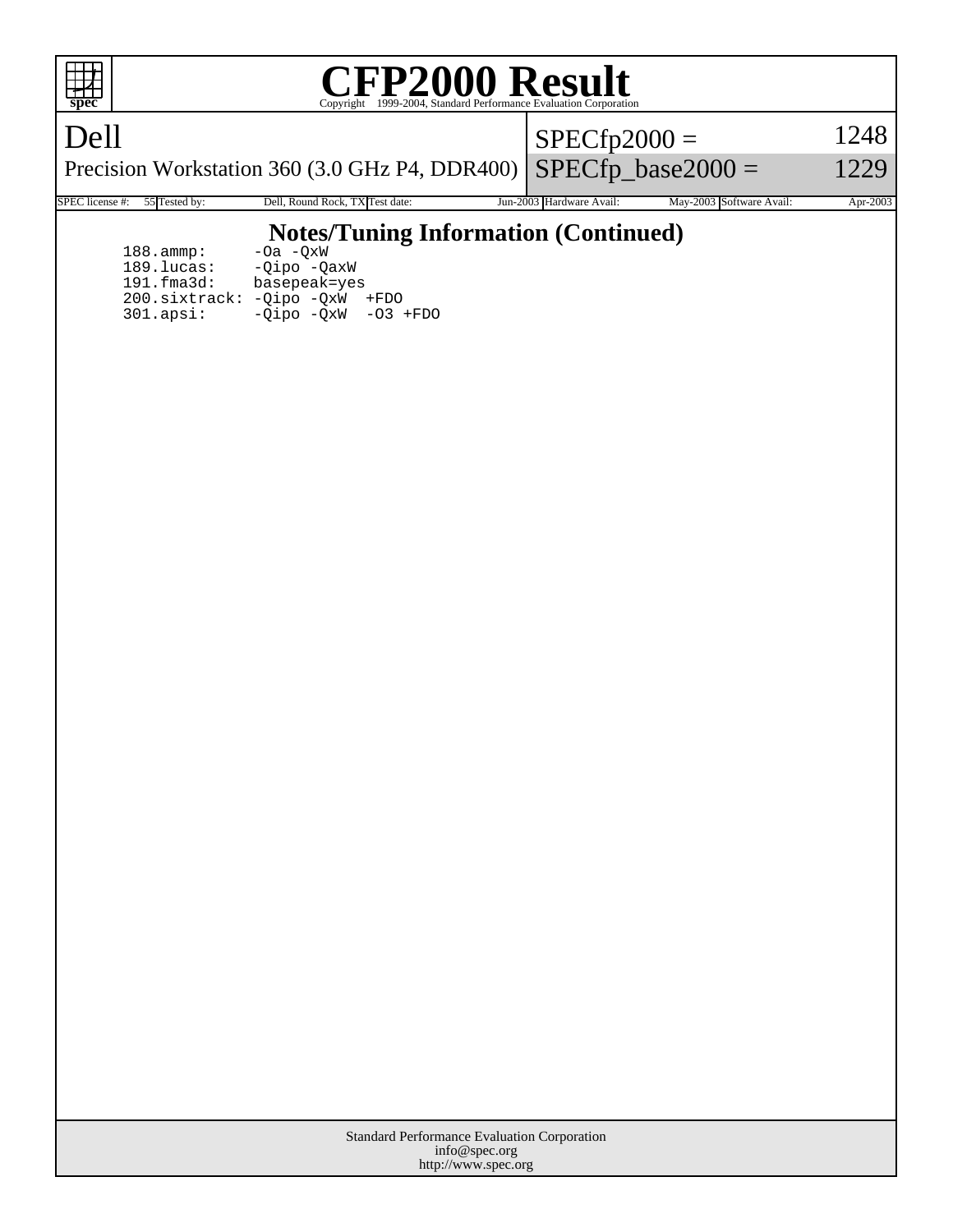# CFP2000 Result

Copyright 1999-2004, Standard Performance Evaluation Corporation

**Dell**

Precision Workstation 360 (3.0 GHz P4, DDR400)

SPECfp2000 = 1248

SPECfp_base2000 = 1229

| SPEC license #: | 55 | Tested by: | Dell, Round Rock, TX | Test date: | Jun-2003 | Hardware Avail: | May-2003 | Software Avail: | Apr-2003 |
|---|---|---|---|---|---|---|---|---|---|

## Notes/Tuning Information (Continued)

```
188.ammp:      -Oa -QxW
189.lucas:     -Qipo -QaxW
191.fma3d:     basepeak=yes
200.sixtrack: -Qipo -QxW  +FDO
301.apsi:      -Qipo -QxW  -O3 +FDO
```

Standard Performance Evaluation Corporation
info@spec.org
http://www.spec.org